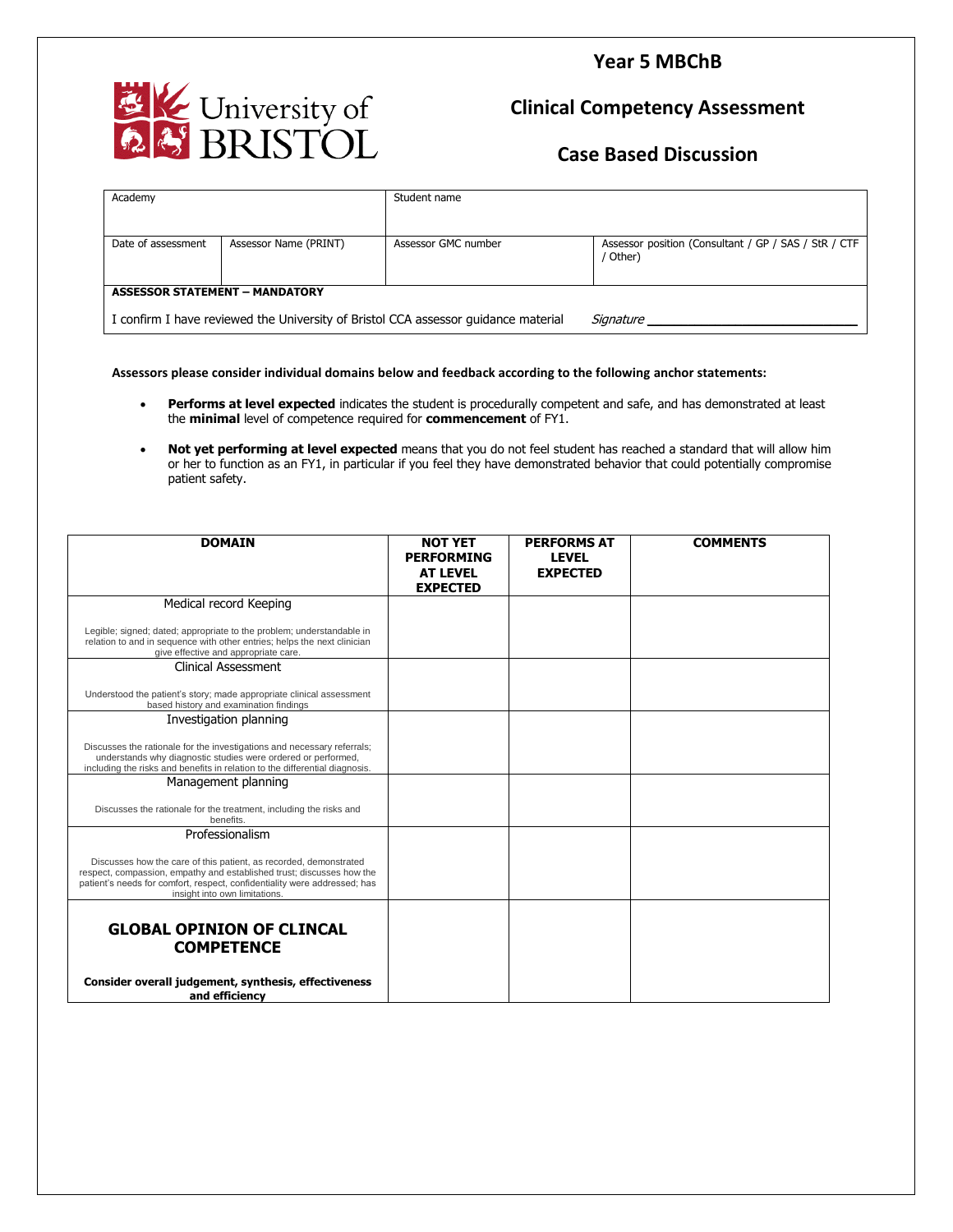University of BRISTOL

# Year 5 MBChB

## Clinical Competency Assessment

## Case Based Discussion

| Academy | | Student name | |
|---|---|---|---|
| Date of assessment | Assessor Name (PRINT) | Assessor GMC number | Assessor position (Consultant / GP / SAS / StR / CTF / Other) |

**ASSESSOR STATEMENT – MANDATORY**

I confirm I have reviewed the University of Bristol CCA assessor guidance material *Signature* ____________________________

**Assessors please consider individual domains below and feedback according to the following anchor statements:**

- **Performs at level expected** indicates the student is procedurally competent and safe, and has demonstrated at least the **minimal** level of competence required for **commencement** of FY1.
- **Not yet performing at level expected** means that you do not feel student has reached a standard that will allow him or her to function as an FY1, in particular if you feel they have demonstrated behavior that could potentially compromise patient safety.

| DOMAIN | NOT YET PERFORMING AT LEVEL EXPECTED | PERFORMS AT LEVEL EXPECTED | COMMENTS |
|---|---|---|---|
| Medical record Keeping<br><br>Legible; signed; dated; appropriate to the problem; understandable in relation to and in sequence with other entries; helps the next clinician give effective and appropriate care. | | | |
| Clinical Assessment<br><br>Understood the patient's story; made appropriate clinical assessment based history and examination findings | | | |
| Investigation planning<br><br>Discusses the rationale for the investigations and necessary referrals; understands why diagnostic studies were ordered or performed, including the risks and benefits in relation to the differential diagnosis. | | | |
| Management planning<br><br>Discusses the rationale for the treatment, including the risks and benefits. | | | |
| Professionalism<br><br>Discusses how the care of this patient, as recorded, demonstrated respect, compassion, empathy and established trust; discusses how the patient's needs for comfort, respect, confidentiality were addressed; has insight into own limitations. | | | |
| **GLOBAL OPINION OF CLINCAL COMPETENCE**<br><br>**Consider overall judgement, synthesis, effectiveness and efficiency** | | | |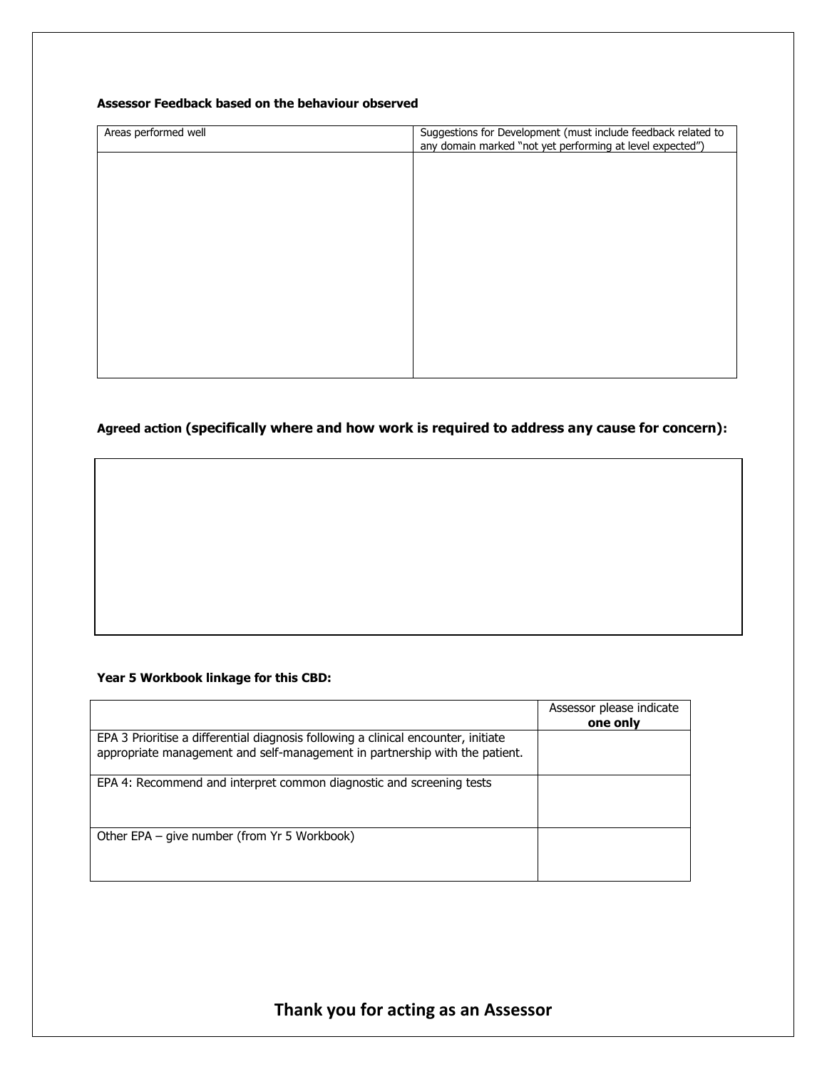**Assessor Feedback based on the behaviour observed**

| Areas performed well | Suggestions for Development (must include feedback related to any domain marked "not yet performing at level expected") |
|---|---|
| | |

**Agreed action (specifically where and how work is required to address any cause for concern):**

| |
|---|
| |

**Year 5 Workbook linkage for this CBD:**

| | Assessor please indicate **one only** |
|---|---|
| EPA 3 Prioritise a differential diagnosis following a clinical encounter, initiate appropriate management and self-management in partnership with the patient. | |
| EPA 4: Recommend and interpret common diagnostic and screening tests | |
| Other EPA – give number (from Yr 5 Workbook) | |

## Thank you for acting as an Assessor